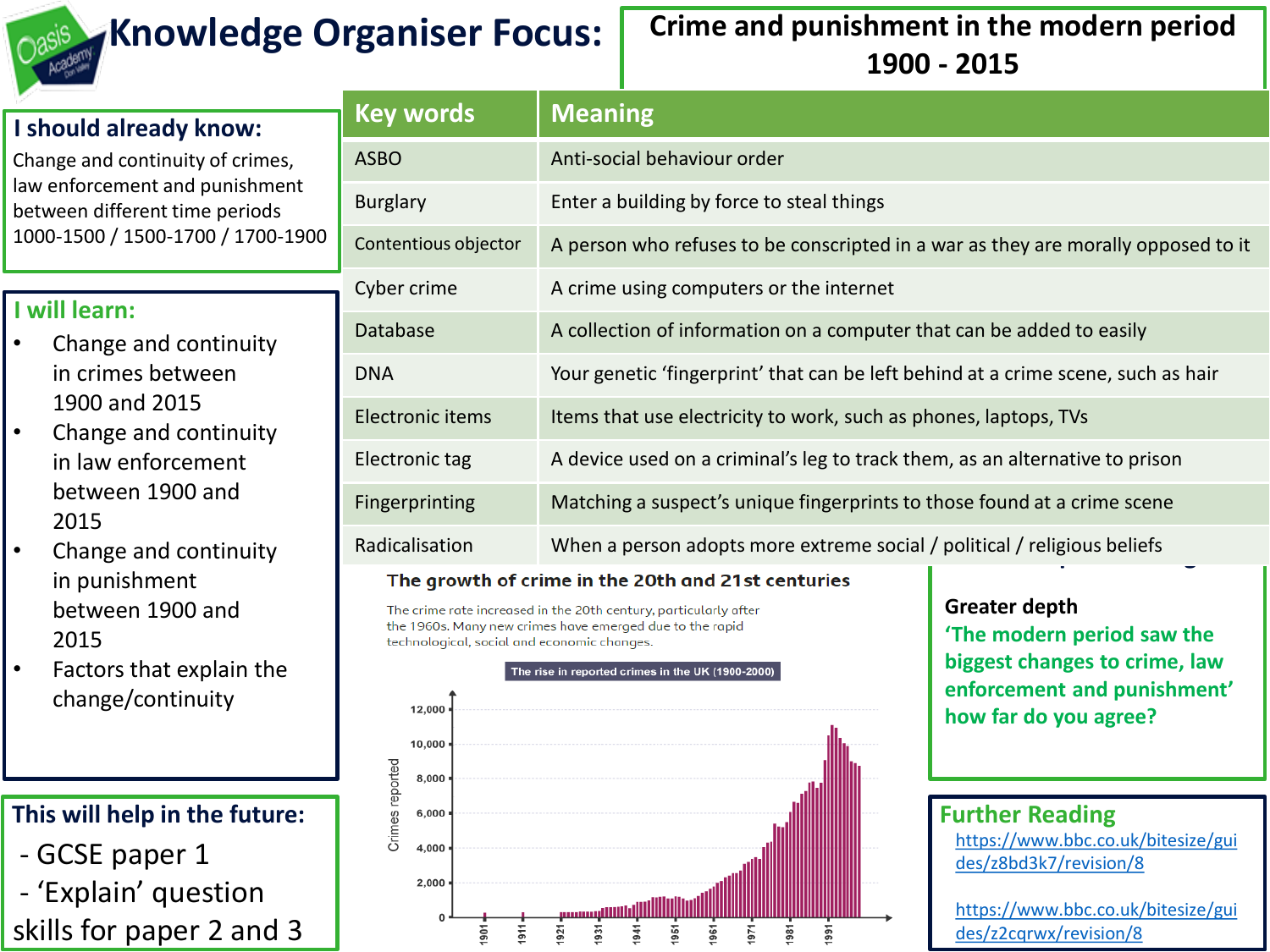# Knowledge Organiser Focus: Crime and punishment in the modern period 1900 - 2015

## I should already know:

Change and continuity of crimes, law enforcement and punishment between different time periods 1000-1500 / 1500-1700 / 1700-1900

## I will learn:

- Change and continuity in crimes between 1900 and 2015
- Change and continuity in law enforcement between 1900 and 2015
- Change and continuity in punishment between 1900 and 2015
- Factors that explain the change/continuity

## This will help in the future:

- GCSE paper 1
- 'Explain' question skills for paper 2 and 3

| Key words | Meaning |
|---|---|
| ASBO | Anti-social behaviour order |
| Burglary | Enter a building by force to steal things |
| Contentious objector | A person who refuses to be conscripted in a war as they are morally opposed to it |
| Cyber crime | A crime using computers or the internet |
| Database | A collection of information on a computer that can be added to easily |
| DNA | Your genetic 'fingerprint' that can be left behind at a crime scene, such as hair |
| Electronic items | Items that use electricity to work, such as phones, laptops, TVs |
| Electronic tag | A device used on a criminal's leg to track them, as an alternative to prison |
| Fingerprinting | Matching a suspect's unique fingerprints to those found at a crime scene |
| Radicalisation | When a person adopts more extreme social / political / religious beliefs |

## The growth of crime in the 20th and 21st centuries

The crime rate increased in the 20th century, particularly after the 1960s. Many new crimes have emerged due to the rapid technological, social and economic changes.

The rise in reported crimes in the UK (1900-2000)

## Greater depth

**'The modern period saw the biggest changes to crime, law enforcement and punishment' how far do you agree?**

## Further Reading

https://www.bbc.co.uk/bitesize/guides/z8bd3k7/revision/8

https://www.bbc.co.uk/bitesize/guides/z2cqrwx/revision/8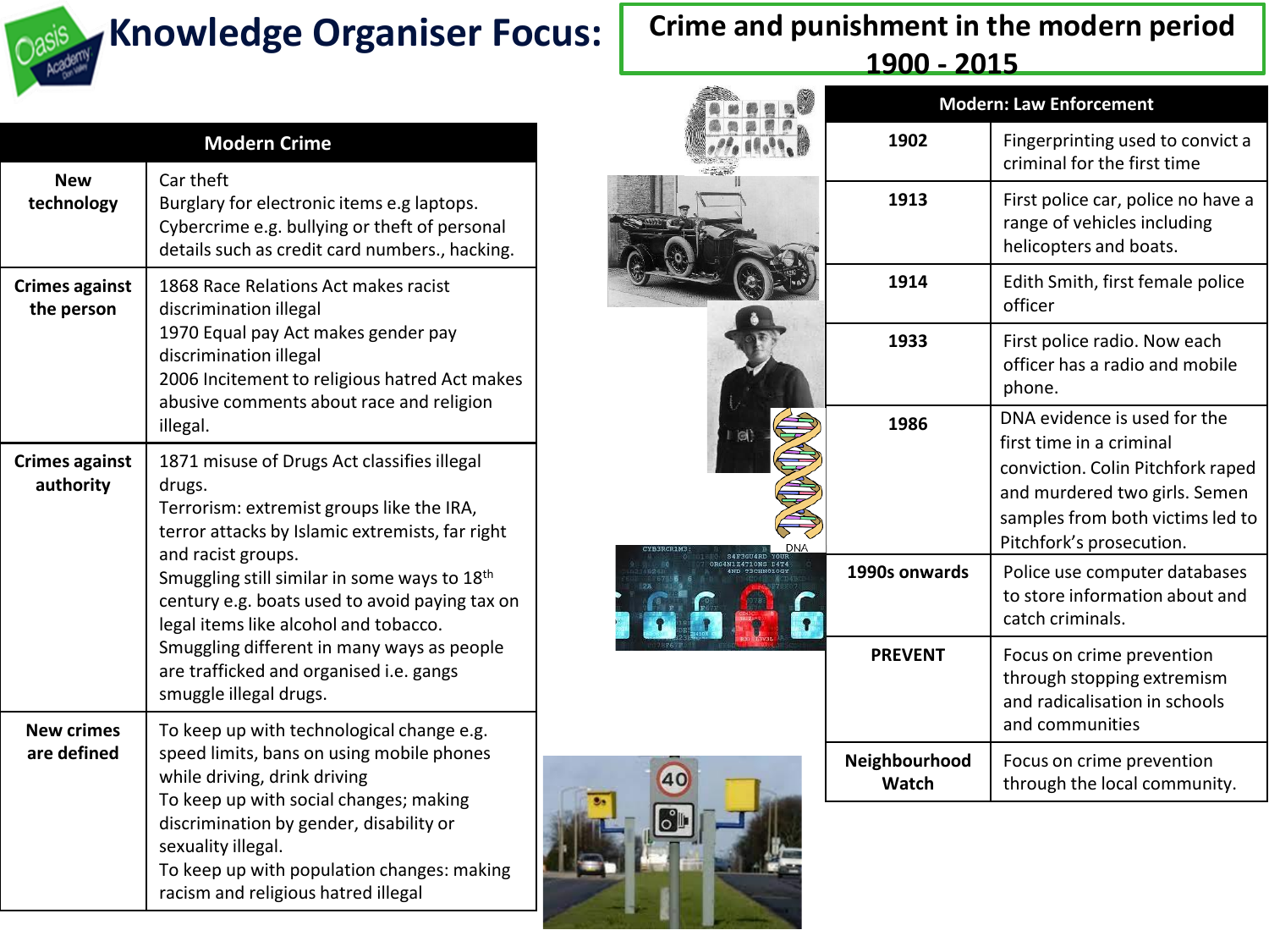# Knowledge Organiser Focus: Crime and punishment in the modern period 1900 - 2015

| Modern Crime | |
|---|---|
| **New technology** | Car theft<br>Burglary for electronic items e.g laptops.<br>Cybercrime e.g. bullying or theft of personal details such as credit card numbers., hacking. |
| **Crimes against the person** | 1868 Race Relations Act makes racist discrimination illegal<br>1970 Equal pay Act makes gender pay discrimination illegal<br>2006 Incitement to religious hatred Act makes abusive comments about race and religion illegal. |
| **Crimes against authority** | 1871 misuse of Drugs Act classifies illegal drugs.<br>Terrorism: extremist groups like the IRA, terror attacks by Islamic extremists, far right and racist groups.<br>Smuggling still similar in some ways to 18th century e.g. boats used to avoid paying tax on legal items like alcohol and tobacco.<br>Smuggling different in many ways as people are trafficked and organised i.e. gangs smuggle illegal drugs. |
| **New crimes are defined** | To keep up with technological change e.g. speed limits, bans on using mobile phones while driving, drink driving<br>To keep up with social changes; making discrimination by gender, disability or sexuality illegal.<br>To keep up with population changes: making racism and religious hatred illegal |

| Modern: Law Enforcement | |
|---|---|
| **1902** | Fingerprinting used to convict a criminal for the first time |
| **1913** | First police car, police no have a range of vehicles including helicopters and boats. |
| **1914** | Edith Smith, first female police officer |
| **1933** | First police radio. Now each officer has a radio and mobile phone. |
| **1986** | DNA evidence is used for the first time in a criminal conviction. Colin Pitchfork raped and murdered two girls. Semen samples from both victims led to Pitchfork's prosecution. |
| **1990s onwards** | Police use computer databases to store information about and catch criminals. |
| **PREVENT** | Focus on crime prevention through stopping extremism and radicalisation in schools and communities |
| **Neighbourhood Watch** | Focus on crime prevention through the local community. |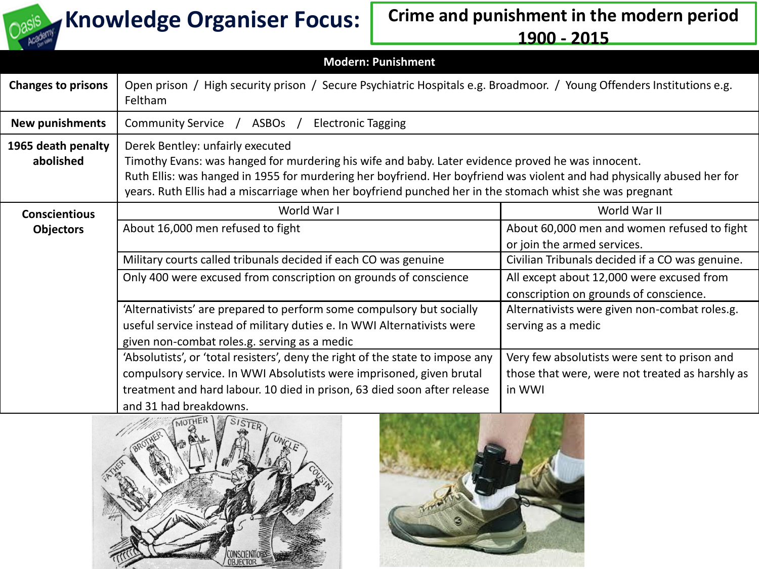# Knowledge Organiser Focus: Crime and punishment in the modern period 1900 - 2015

## Modern: Punishment

| | | |
|---|---|---|
| **Changes to prisons** | Open prison / High security prison / Secure Psychiatric Hospitals e.g. Broadmoor. / Young Offenders Institutions e.g. Feltham | |
| **New punishments** | Community Service / ASBOs / Electronic Tagging | |
| **1965 death penalty abolished** | Derek Bentley: unfairly executed<br>Timothy Evans: was hanged for murdering his wife and baby. Later evidence proved he was innocent.<br>Ruth Ellis: was hanged in 1955 for murdering her boyfriend. Her boyfriend was violent and had physically abused her for years. Ruth Ellis had a miscarriage when her boyfriend punched her in the stomach whist she was pregnant | |
| **Conscientious Objectors** | World War I | World War II |
| | About 16,000 men refused to fight | About 60,000 men and women refused to fight or join the armed services. |
| | Military courts called tribunals decided if each CO was genuine | Civilian Tribunals decided if a CO was genuine. |
| | Only 400 were excused from conscription on grounds of conscience | All except about 12,000 were excused from conscription on grounds of conscience. |
| | 'Alternativists' are prepared to perform some compulsory but socially useful service instead of military duties e. In WWI Alternativists were given non-combat roles.g. serving as a medic | Alternativists were given non-combat roles.g. serving as a medic |
| | 'Absolutists', or 'total resisters', deny the right of the state to impose any compulsory service. In WWI Absolutists were imprisoned, given brutal treatment and hard labour. 10 died in prison, 63 died soon after release and 31 had breakdowns. | Very few absolutists were sent to prison and those that were, were not treated as harshly as in WWI |